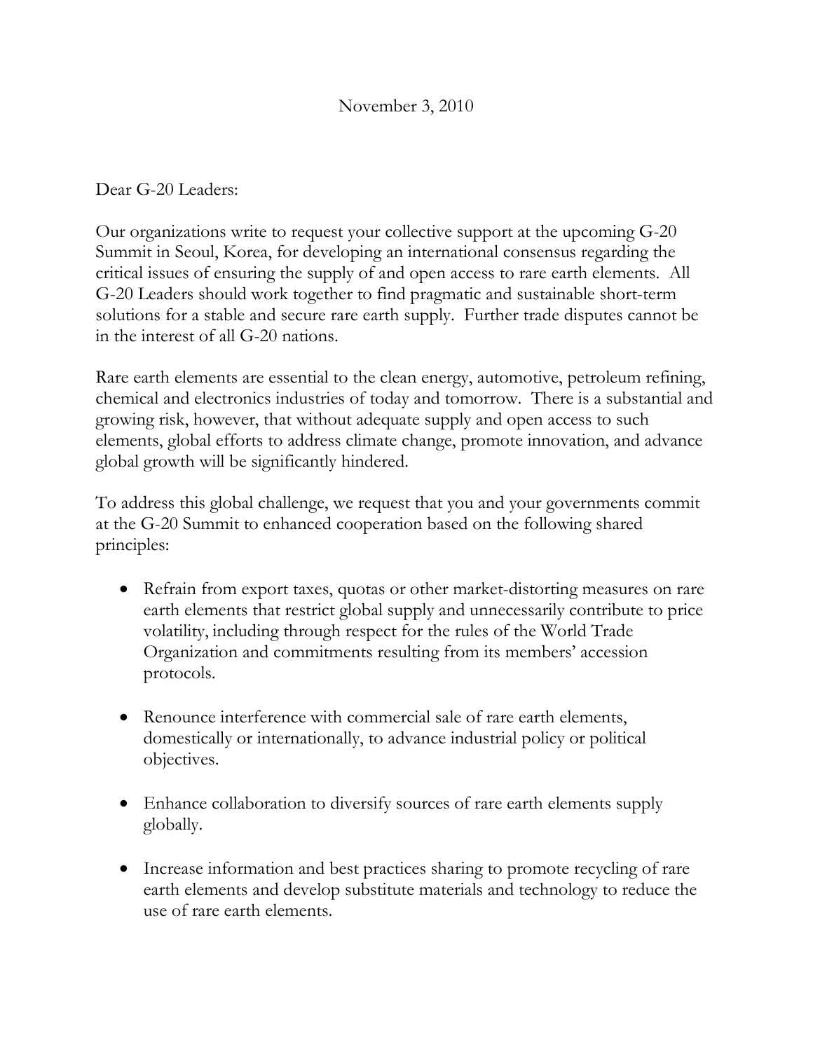November 3, 2010

Dear G-20 Leaders:

Our organizations write to request your collective support at the upcoming G-20 Summit in Seoul, Korea, for developing an international consensus regarding the critical issues of ensuring the supply of and open access to rare earth elements. All G-20 Leaders should work together to find pragmatic and sustainable short-term solutions for a stable and secure rare earth supply. Further trade disputes cannot be in the interest of all G-20 nations.

Rare earth elements are essential to the clean energy, automotive, petroleum refining, chemical and electronics industries of today and tomorrow. There is a substantial and growing risk, however, that without adequate supply and open access to such elements, global efforts to address climate change, promote innovation, and advance global growth will be significantly hindered.

To address this global challenge, we request that you and your governments commit at the G-20 Summit to enhanced cooperation based on the following shared principles:

- Refrain from export taxes, quotas or other market-distorting measures on rare earth elements that restrict global supply and unnecessarily contribute to price volatility, including through respect for the rules of the World Trade Organization and commitments resulting from its members' accession protocols.

- Renounce interference with commercial sale of rare earth elements, domestically or internationally, to advance industrial policy or political objectives.

- Enhance collaboration to diversify sources of rare earth elements supply globally.

- Increase information and best practices sharing to promote recycling of rare earth elements and develop substitute materials and technology to reduce the use of rare earth elements.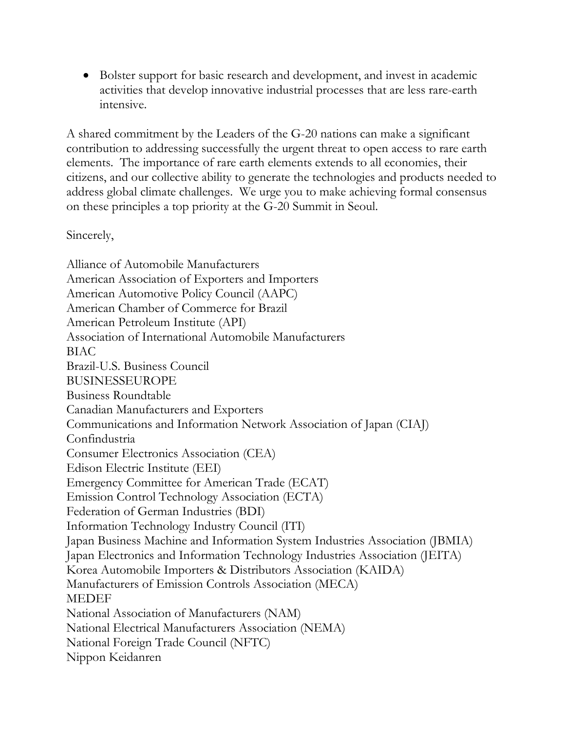- Bolster support for basic research and development, and invest in academic activities that develop innovative industrial processes that are less rare-earth intensive.

A shared commitment by the Leaders of the G-20 nations can make a significant contribution to addressing successfully the urgent threat to open access to rare earth elements. The importance of rare earth elements extends to all economies, their citizens, and our collective ability to generate the technologies and products needed to address global climate challenges. We urge you to make achieving formal consensus on these principles a top priority at the G-20 Summit in Seoul.

Sincerely,

Alliance of Automobile Manufacturers
American Association of Exporters and Importers
American Automotive Policy Council (AAPC)
American Chamber of Commerce for Brazil
American Petroleum Institute (API)
Association of International Automobile Manufacturers
BIAC
Brazil-U.S. Business Council
BUSINESSEUROPE
Business Roundtable
Canadian Manufacturers and Exporters
Communications and Information Network Association of Japan (CIAJ)
Confindustria
Consumer Electronics Association (CEA)
Edison Electric Institute (EEI)
Emergency Committee for American Trade (ECAT)
Emission Control Technology Association (ECTA)
Federation of German Industries (BDI)
Information Technology Industry Council (ITI)
Japan Business Machine and Information System Industries Association (JBMIA)
Japan Electronics and Information Technology Industries Association (JEITA)
Korea Automobile Importers & Distributors Association (KAIDA)
Manufacturers of Emission Controls Association (MECA)
MEDEF
National Association of Manufacturers (NAM)
National Electrical Manufacturers Association (NEMA)
National Foreign Trade Council (NFTC)
Nippon Keidanren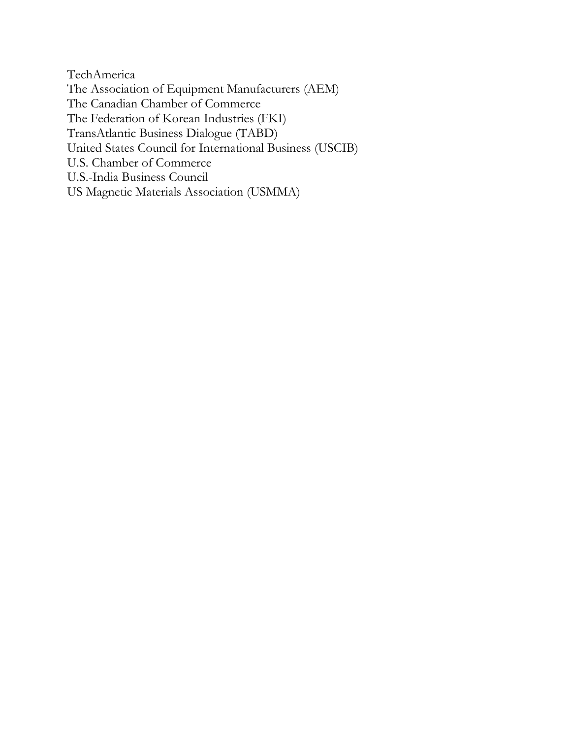TechAmerica
The Association of Equipment Manufacturers (AEM)
The Canadian Chamber of Commerce
The Federation of Korean Industries (FKI)
TransAtlantic Business Dialogue (TABD)
United States Council for International Business (USCIB)
U.S. Chamber of Commerce
U.S.-India Business Council
US Magnetic Materials Association (USMMA)